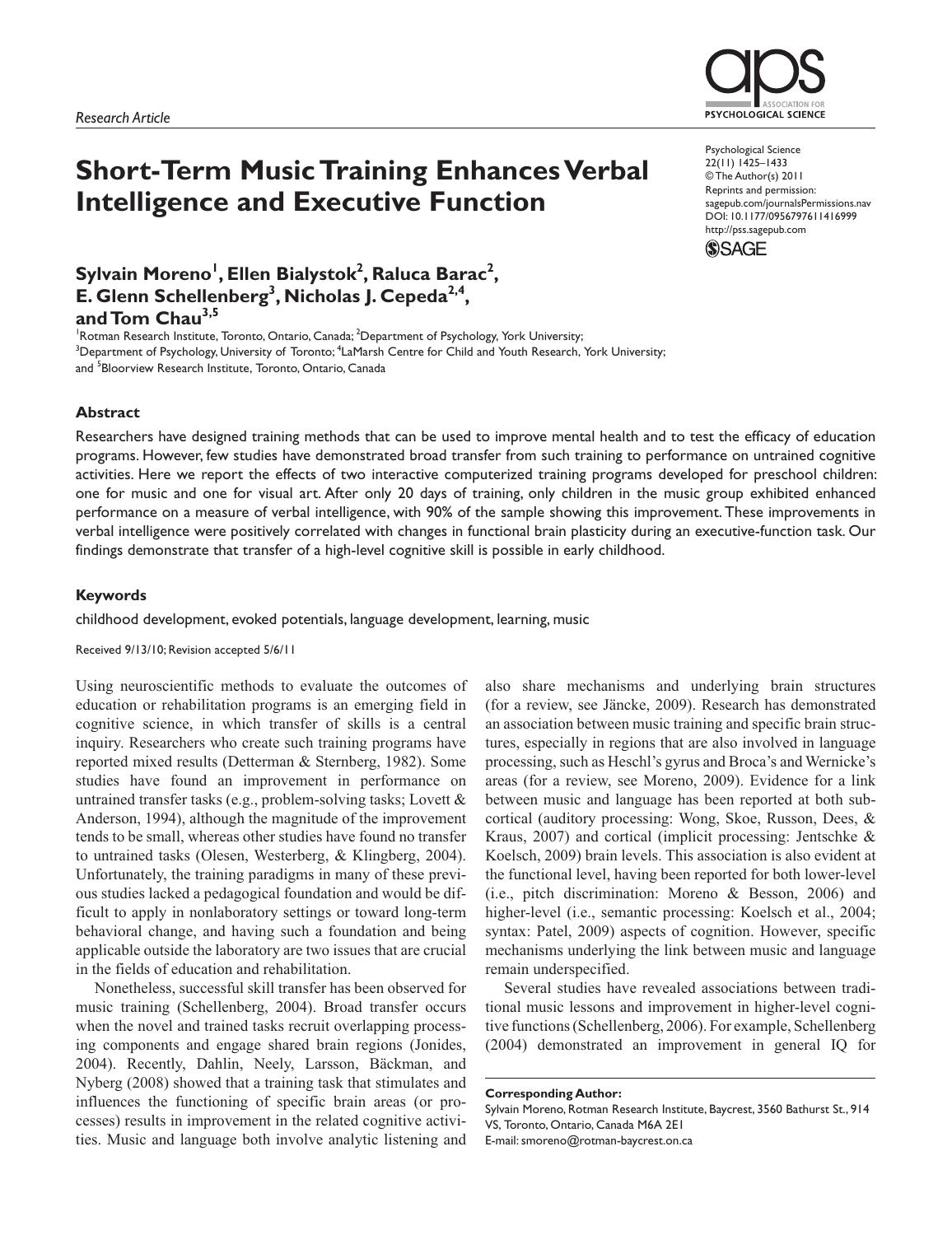Research Article

# Short-Term Music Training Enhances Verbal Intelligence and Executive Function

Psychological Science
22(11) 1425–1433
© The Author(s) 2011
Reprints and permission: sagepub.com/journalsPermissions.nav
DOI: 10.1177/0956797611416999
http://pss.sagepub.com

**Sylvain Moreno[1], Ellen Bialystok[2], Raluca Barac[2], E. Glenn Schellenberg[3], Nicholas J. Cepeda[2,4], and Tom Chau[3,5]**

[1]Rotman Research Institute, Toronto, Ontario, Canada; [2]Department of Psychology, York University; [3]Department of Psychology, University of Toronto; [4]LaMarsh Centre for Child and Youth Research, York University; and [5]Bloorview Research Institute, Toronto, Ontario, Canada

## Abstract

Researchers have designed training methods that can be used to improve mental health and to test the efficacy of education programs. However, few studies have demonstrated broad transfer from such training to performance on untrained cognitive activities. Here we report the effects of two interactive computerized training programs developed for preschool children: one for music and one for visual art. After only 20 days of training, only children in the music group exhibited enhanced performance on a measure of verbal intelligence, with 90% of the sample showing this improvement. These improvements in verbal intelligence were positively correlated with changes in functional brain plasticity during an executive-function task. Our findings demonstrate that transfer of a high-level cognitive skill is possible in early childhood.

## Keywords

childhood development, evoked potentials, language development, learning, music

Received 9/13/10; Revision accepted 5/6/11

Using neuroscientific methods to evaluate the outcomes of education or rehabilitation programs is an emerging field in cognitive science, in which transfer of skills is a central inquiry. Researchers who create such training programs have reported mixed results (Detterman & Sternberg, 1982). Some studies have found an improvement in performance on untrained transfer tasks (e.g., problem-solving tasks; Lovett & Anderson, 1994), although the magnitude of the improvement tends to be small, whereas other studies have found no transfer to untrained tasks (Olesen, Westerberg, & Klingberg, 2004). Unfortunately, the training paradigms in many of these previous studies lacked a pedagogical foundation and would be difficult to apply in nonlaboratory settings or toward long-term behavioral change, and having such a foundation and being applicable outside the laboratory are two issues that are crucial in the fields of education and rehabilitation.

Nonetheless, successful skill transfer has been observed for music training (Schellenberg, 2004). Broad transfer occurs when the novel and trained tasks recruit overlapping processing components and engage shared brain regions (Jonides, 2004). Recently, Dahlin, Neely, Larsson, Bäckman, and Nyberg (2008) showed that a training task that stimulates and influences the functioning of specific brain areas (or processes) results in improvement in the related cognitive activities. Music and language both involve analytic listening and also share mechanisms and underlying brain structures (for a review, see Jäncke, 2009). Research has demonstrated an association between music training and specific brain structures, especially in regions that are also involved in language processing, such as Heschl's gyrus and Broca's and Wernicke's areas (for a review, see Moreno, 2009). Evidence for a link between music and language has been reported at both subcortical (auditory processing: Wong, Skoe, Russon, Dees, & Kraus, 2007) and cortical (implicit processing: Jentschke & Koelsch, 2009) brain levels. This association is also evident at the functional level, having been reported for both lower-level (i.e., pitch discrimination: Moreno & Besson, 2006) and higher-level (i.e., semantic processing: Koelsch et al., 2004; syntax: Patel, 2009) aspects of cognition. However, specific mechanisms underlying the link between music and language remain underspecified.

Several studies have revealed associations between traditional music lessons and improvement in higher-level cognitive functions (Schellenberg, 2006). For example, Schellenberg (2004) demonstrated an improvement in general IQ for

**Corresponding Author:**
Sylvain Moreno, Rotman Research Institute, Baycrest, 3560 Bathurst St., 914 VS, Toronto, Ontario, Canada M6A 2E1
E-mail: smoreno@rotman-baycrest.on.ca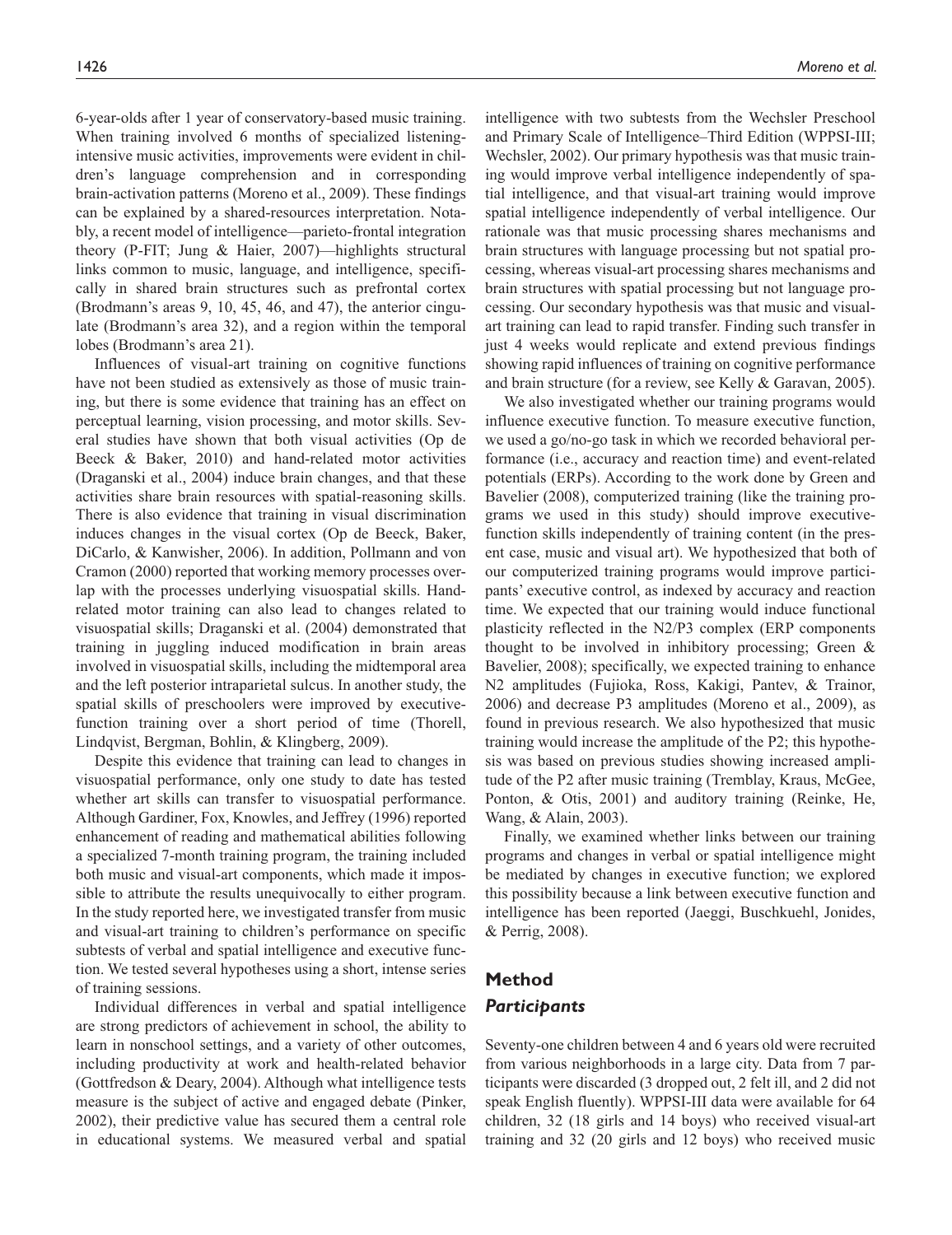6-year-olds after 1 year of conservatory-based music training. When training involved 6 months of specialized listening-intensive music activities, improvements were evident in children's language comprehension and in corresponding brain-activation patterns (Moreno et al., 2009). These findings can be explained by a shared-resources interpretation. Notably, a recent model of intelligence—parieto-frontal integration theory (P-FIT; Jung & Haier, 2007)—highlights structural links common to music, language, and intelligence, specifically in shared brain structures such as prefrontal cortex (Brodmann's areas 9, 10, 45, 46, and 47), the anterior cingulate (Brodmann's area 32), and a region within the temporal lobes (Brodmann's area 21).

Influences of visual-art training on cognitive functions have not been studied as extensively as those of music training, but there is some evidence that training has an effect on perceptual learning, vision processing, and motor skills. Several studies have shown that both visual activities (Op de Beeck & Baker, 2010) and hand-related motor activities (Draganski et al., 2004) induce brain changes, and that these activities share brain resources with spatial-reasoning skills. There is also evidence that training in visual discrimination induces changes in the visual cortex (Op de Beeck, Baker, DiCarlo, & Kanwisher, 2006). In addition, Pollmann and von Cramon (2000) reported that working memory processes overlap with the processes underlying visuospatial skills. Hand-related motor training can also lead to changes related to visuospatial skills; Draganski et al. (2004) demonstrated that training in juggling induced modification in brain areas involved in visuospatial skills, including the midtemporal area and the left posterior intraparietal sulcus. In another study, the spatial skills of preschoolers were improved by executive-function training over a short period of time (Thorell, Lindqvist, Bergman, Bohlin, & Klingberg, 2009).

Despite this evidence that training can lead to changes in visuospatial performance, only one study to date has tested whether art skills can transfer to visuospatial performance. Although Gardiner, Fox, Knowles, and Jeffrey (1996) reported enhancement of reading and mathematical abilities following a specialized 7-month training program, the training included both music and visual-art components, which made it impossible to attribute the results unequivocally to either program. In the study reported here, we investigated transfer from music and visual-art training to children's performance on specific subtests of verbal and spatial intelligence and executive function. We tested several hypotheses using a short, intense series of training sessions.

Individual differences in verbal and spatial intelligence are strong predictors of achievement in school, the ability to learn in nonschool settings, and a variety of other outcomes, including productivity at work and health-related behavior (Gottfredson & Deary, 2004). Although what intelligence tests measure is the subject of active and engaged debate (Pinker, 2002), their predictive value has secured them a central role in educational systems. We measured verbal and spatial intelligence with two subtests from the Wechsler Preschool and Primary Scale of Intelligence–Third Edition (WPPSI-III; Wechsler, 2002). Our primary hypothesis was that music training would improve verbal intelligence independently of spatial intelligence, and that visual-art training would improve spatial intelligence independently of verbal intelligence. Our rationale was that music processing shares mechanisms and brain structures with language processing but not spatial processing, whereas visual-art processing shares mechanisms and brain structures with spatial processing but not language processing. Our secondary hypothesis was that music and visual-art training can lead to rapid transfer. Finding such transfer in just 4 weeks would replicate and extend previous findings showing rapid influences of training on cognitive performance and brain structure (for a review, see Kelly & Garavan, 2005).

We also investigated whether our training programs would influence executive function. To measure executive function, we used a go/no-go task in which we recorded behavioral performance (i.e., accuracy and reaction time) and event-related potentials (ERPs). According to the work done by Green and Bavelier (2008), computerized training (like the training programs we used in this study) should improve executive-function skills independently of training content (in the present case, music and visual art). We hypothesized that both of our computerized training programs would improve participants' executive control, as indexed by accuracy and reaction time. We expected that our training would induce functional plasticity reflected in the N2/P3 complex (ERP components thought to be involved in inhibitory processing; Green & Bavelier, 2008); specifically, we expected training to enhance N2 amplitudes (Fujioka, Ross, Kakigi, Pantev, & Trainor, 2006) and decrease P3 amplitudes (Moreno et al., 2009), as found in previous research. We also hypothesized that music training would increase the amplitude of the P2; this hypothesis was based on previous studies showing increased amplitude of the P2 after music training (Tremblay, Kraus, McGee, Ponton, & Otis, 2001) and auditory training (Reinke, He, Wang, & Alain, 2003).

Finally, we examined whether links between our training programs and changes in verbal or spatial intelligence might be mediated by changes in executive function; we explored this possibility because a link between executive function and intelligence has been reported (Jaeggi, Buschkuehl, Jonides, & Perrig, 2008).

## Method

### Participants

Seventy-one children between 4 and 6 years old were recruited from various neighborhoods in a large city. Data from 7 participants were discarded (3 dropped out, 2 felt ill, and 2 did not speak English fluently). WPPSI-III data were available for 64 children, 32 (18 girls and 14 boys) who received visual-art training and 32 (20 girls and 12 boys) who received music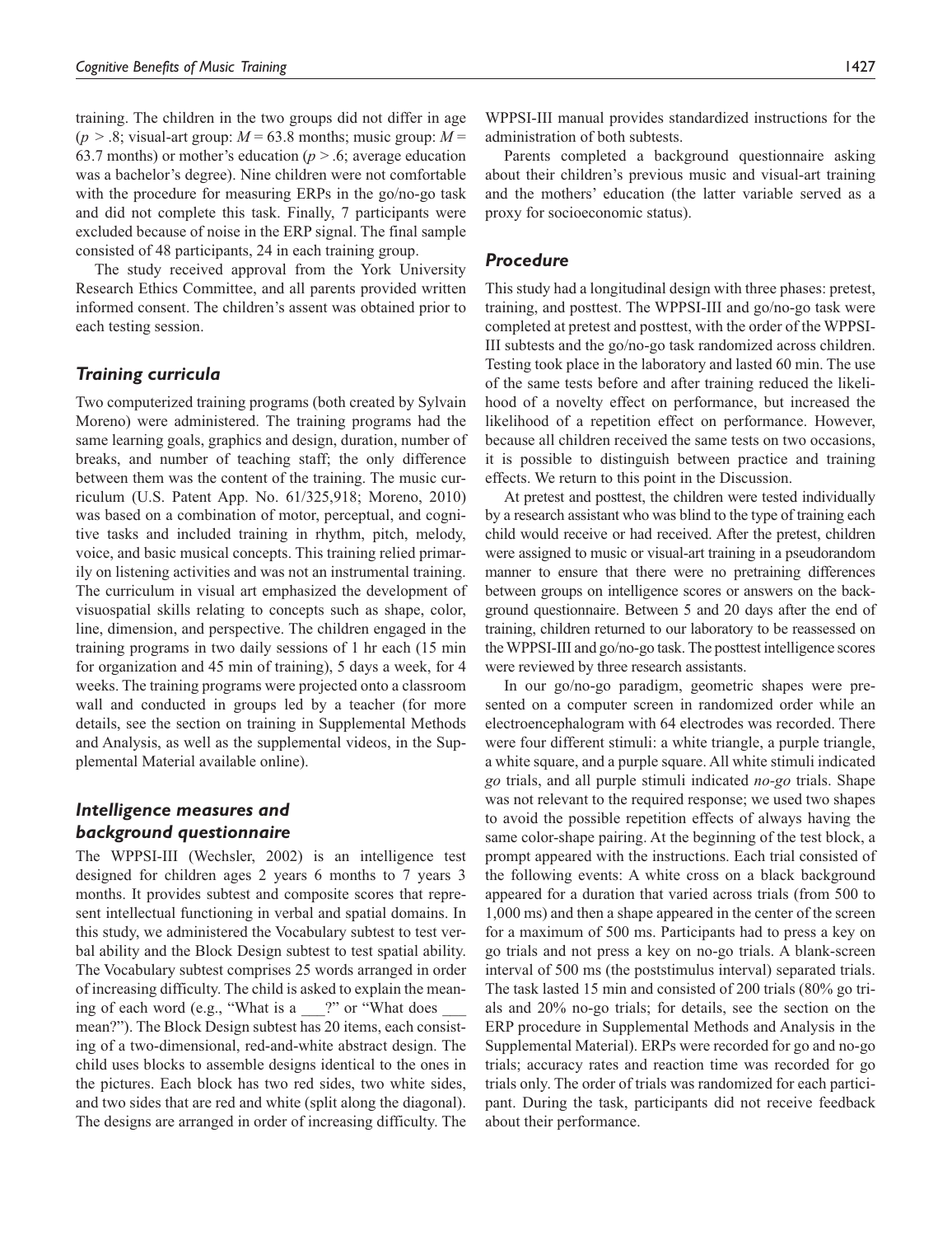training. The children in the two groups did not differ in age ($p > .8$; visual-art group: $M = 63.8$ months; music group: $M = 63.7$ months) or mother's education ($p > .6$; average education was a bachelor's degree). Nine children were not comfortable with the procedure for measuring ERPs in the go/no-go task and did not complete this task. Finally, 7 participants were excluded because of noise in the ERP signal. The final sample consisted of 48 participants, 24 in each training group.

The study received approval from the York University Research Ethics Committee, and all parents provided written informed consent. The children's assent was obtained prior to each testing session.

### *Training curricula*

Two computerized training programs (both created by Sylvain Moreno) were administered. The training programs had the same learning goals, graphics and design, duration, number of breaks, and number of teaching staff; the only difference between them was the content of the training. The music curriculum (U.S. Patent App. No. 61/325,918; Moreno, 2010) was based on a combination of motor, perceptual, and cognitive tasks and included training in rhythm, pitch, melody, voice, and basic musical concepts. This training relied primarily on listening activities and was not an instrumental training. The curriculum in visual art emphasized the development of visuospatial skills relating to concepts such as shape, color, line, dimension, and perspective. The children engaged in the training programs in two daily sessions of 1 hr each (15 min for organization and 45 min of training), 5 days a week, for 4 weeks. The training programs were projected onto a classroom wall and conducted in groups led by a teacher (for more details, see the section on training in Supplemental Methods and Analysis, as well as the supplemental videos, in the Supplemental Material available online).

### *Intelligence measures and background questionnaire*

The WPPSI-III (Wechsler, 2002) is an intelligence test designed for children ages 2 years 6 months to 7 years 3 months. It provides subtest and composite scores that represent intellectual functioning in verbal and spatial domains. In this study, we administered the Vocabulary subtest to test verbal ability and the Block Design subtest to test spatial ability. The Vocabulary subtest comprises 25 words arranged in order of increasing difficulty. The child is asked to explain the meaning of each word (e.g., "What is a ___?" or "What does ___ mean?"). The Block Design subtest has 20 items, each consisting of a two-dimensional, red-and-white abstract design. The child uses blocks to assemble designs identical to the ones in the pictures. Each block has two red sides, two white sides, and two sides that are red and white (split along the diagonal). The designs are arranged in order of increasing difficulty. The WPPSI-III manual provides standardized instructions for the administration of both subtests.

Parents completed a background questionnaire asking about their children's previous music and visual-art training and the mothers' education (the latter variable served as a proxy for socioeconomic status).

### *Procedure*

This study had a longitudinal design with three phases: pretest, training, and posttest. The WPPSI-III and go/no-go task were completed at pretest and posttest, with the order of the WPPSI-III subtests and the go/no-go task randomized across children. Testing took place in the laboratory and lasted 60 min. The use of the same tests before and after training reduced the likelihood of a novelty effect on performance, but increased the likelihood of a repetition effect on performance. However, because all children received the same tests on two occasions, it is possible to distinguish between practice and training effects. We return to this point in the Discussion.

At pretest and posttest, the children were tested individually by a research assistant who was blind to the type of training each child would receive or had received. After the pretest, children were assigned to music or visual-art training in a pseudorandom manner to ensure that there were no pretraining differences between groups on intelligence scores or answers on the background questionnaire. Between 5 and 20 days after the end of training, children returned to our laboratory to be reassessed on the WPPSI-III and go/no-go task. The posttest intelligence scores were reviewed by three research assistants.

In our go/no-go paradigm, geometric shapes were presented on a computer screen in randomized order while an electroencephalogram with 64 electrodes was recorded. There were four different stimuli: a white triangle, a purple triangle, a white square, and a purple square. All white stimuli indicated *go* trials, and all purple stimuli indicated *no-go* trials. Shape was not relevant to the required response; we used two shapes to avoid the possible repetition effects of always having the same color-shape pairing. At the beginning of the test block, a prompt appeared with the instructions. Each trial consisted of the following events: A white cross on a black background appeared for a duration that varied across trials (from 500 to 1,000 ms) and then a shape appeared in the center of the screen for a maximum of 500 ms. Participants had to press a key on go trials and not press a key on no-go trials. A blank-screen interval of 500 ms (the poststimulus interval) separated trials. The task lasted 15 min and consisted of 200 trials (80% go trials and 20% no-go trials; for details, see the section on the ERP procedure in Supplemental Methods and Analysis in the Supplemental Material). ERPs were recorded for go and no-go trials; accuracy rates and reaction time was recorded for go trials only. The order of trials was randomized for each participant. During the task, participants did not receive feedback about their performance.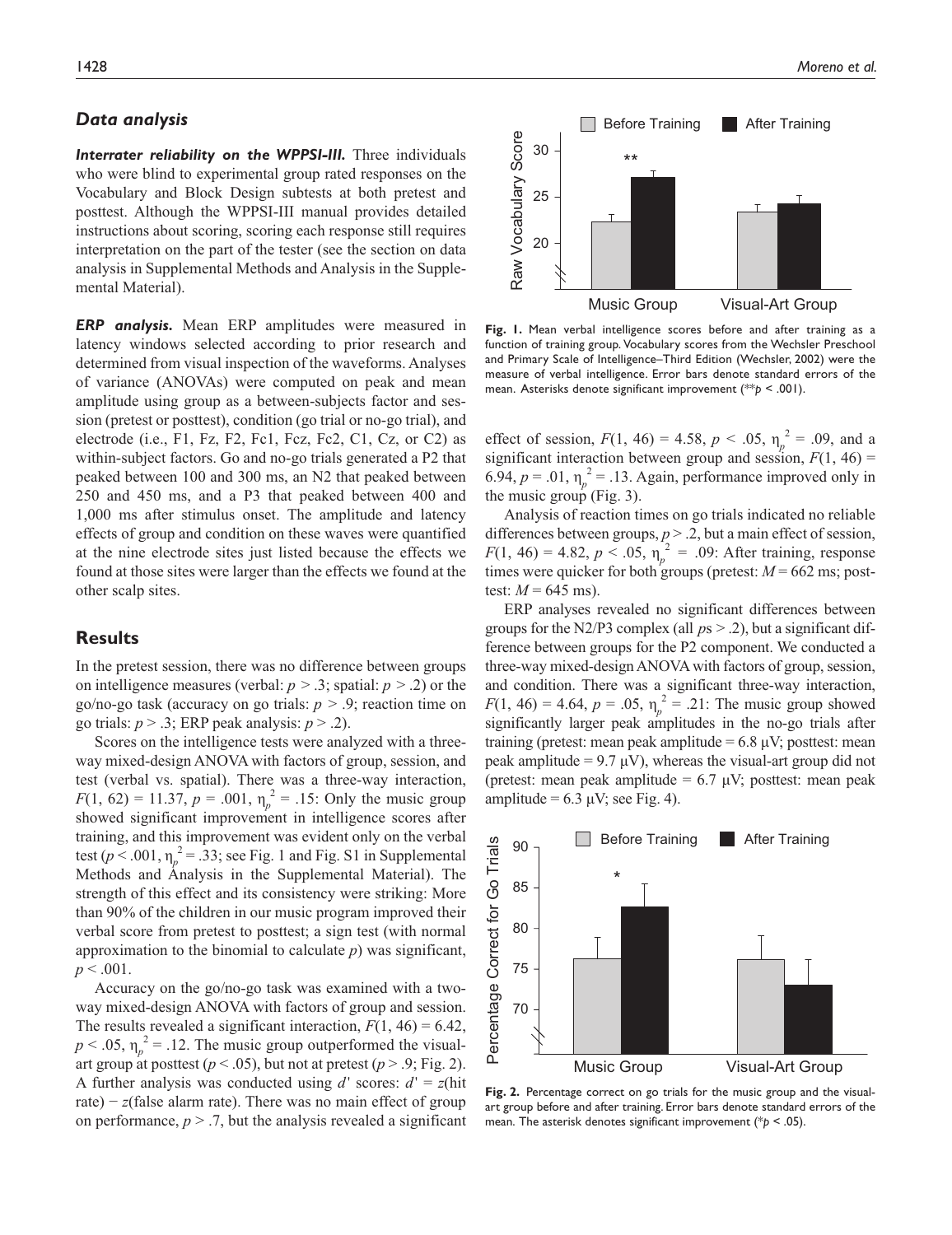## Data analysis

***Interrater reliability on the WPPSI-III.*** Three individuals who were blind to experimental group rated responses on the Vocabulary and Block Design subtests at both pretest and posttest. Although the WPPSI-III manual provides detailed instructions about scoring, scoring each response still requires interpretation on the part of the tester (see the section on data analysis in Supplemental Methods and Analysis in the Supplemental Material).

***ERP analysis.*** Mean ERP amplitudes were measured in latency windows selected according to prior research and determined from visual inspection of the waveforms. Analyses of variance (ANOVAs) were computed on peak and mean amplitude using group as a between-subjects factor and session (pretest or posttest), condition (go trial or no-go trial), and electrode (i.e., F1, Fz, F2, Fc1, Fcz, Fc2, C1, Cz, or C2) as within-subject factors. Go and no-go trials generated a P2 that peaked between 100 and 300 ms, an N2 that peaked between 250 and 450 ms, and a P3 that peaked between 400 and 1,000 ms after stimulus onset. The amplitude and latency effects of group and condition on these waves were quantified at the nine electrode sites just listed because the effects we found at those sites were larger than the effects we found at the other scalp sites.

## Results

In the pretest session, there was no difference between groups on intelligence measures (verbal: $p > .3$; spatial: $p > .2$) or the go/no-go task (accuracy on go trials: $p > .9$; reaction time on go trials: $p > .3$; ERP peak analysis: $p > .2$).

Scores on the intelligence tests were analyzed with a three-way mixed-design ANOVA with factors of group, session, and test (verbal vs. spatial). There was a three-way interaction, $F(1, 62) = 11.37$, $p = .001$, $\eta_p^2 = .15$: Only the music group showed significant improvement in intelligence scores after training, and this improvement was evident only on the verbal test ($p < .001$, $\eta_p^2 = .33$; see Fig. 1 and Fig. S1 in Supplemental Methods and Analysis in the Supplemental Material). The strength of this effect and its consistency were striking: More than 90% of the children in our music program improved their verbal score from pretest to posttest; a sign test (with normal approximation to the binomial to calculate $p$) was significant, $p < .001$.

Accuracy on the go/no-go task was examined with a two-way mixed-design ANOVA with factors of group and session. The results revealed a significant interaction, $F(1, 46) = 6.42$, $p < .05$, $\eta_p^2 = .12$. The music group outperformed the visual-art group at posttest ($p < .05$), but not at pretest ($p > .9$; Fig. 2). A further analysis was conducted using $d'$ scores: $d' = z(\text{hit rate}) - z(\text{false alarm rate})$. There was no main effect of group on performance, $p > .7$, but the analysis revealed a significant effect of session, $F(1, 46) = 4.58$, $p < .05$, $\eta_p^2 = .09$, and a significant interaction between group and session, $F(1, 46) = 6.94$, $p = .01$, $\eta_p^2 = .13$. Again, performance improved only in the music group (Fig. 3).

Analysis of reaction times on go trials indicated no reliable differences between groups, $p > .2$, but a main effect of session, $F(1, 46) = 4.82$, $p < .05$, $\eta_p^2 = .09$: After training, response times were quicker for both groups (pretest: $M = 662$ ms; posttest: $M = 645$ ms).

ERP analyses revealed no significant differences between groups for the N2/P3 complex (all $p$s > .2), but a significant difference between groups for the P2 component. We conducted a three-way mixed-design ANOVA with factors of group, session, and condition. There was a significant three-way interaction, $F(1, 46) = 4.64$, $p = .05$, $\eta_p^2 = .21$: The music group showed significantly larger peak amplitudes in the no-go trials after training (pretest: mean peak amplitude = 6.8 μV; posttest: mean peak amplitude = 9.7 μV), whereas the visual-art group did not (pretest: mean peak amplitude = 6.7 μV; posttest: mean peak amplitude = 6.3 μV; see Fig. 4).

**Fig. 1.** Mean verbal intelligence scores before and after training as a function of training group. Vocabulary scores from the Wechsler Preschool and Primary Scale of Intelligence–Third Edition (Wechsler, 2002) were the measure of verbal intelligence. Error bars denote standard errors of the mean. Asterisks denote significant improvement (** $p < .001$).

**Fig. 2.** Percentage correct on go trials for the music group and the visual-art group before and after training. Error bars denote standard errors of the mean. The asterisk denotes significant improvement (* $p < .05$).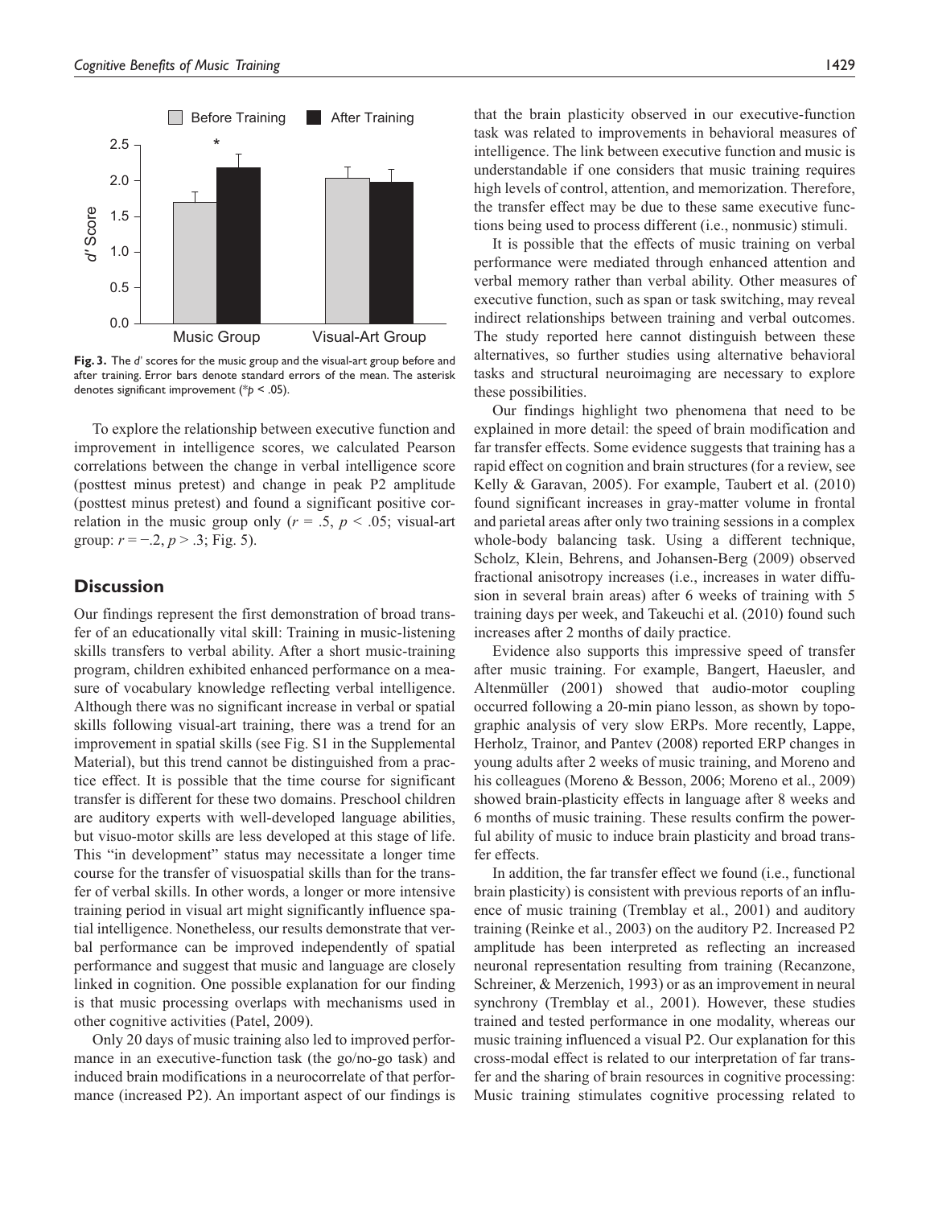Before Training
After Training

2.5
2.0
1.5
1.0
0.5
0.0

*

$d'$ Score

Music Group
Visual-Art Group

**Fig. 3.** The $d'$ scores for the music group and the visual-art group before and after training. Error bars denote standard errors of the mean. The asterisk denotes significant improvement (* $p < .05$).

To explore the relationship between executive function and improvement in intelligence scores, we calculated Pearson correlations between the change in verbal intelligence score (posttest minus pretest) and change in peak P2 amplitude (posttest minus pretest) and found a significant positive correlation in the music group only ($r = .5$, $p < .05$; visual-art group: $r = -.2$, $p > .3$; Fig. 5).

## Discussion

Our findings represent the first demonstration of broad transfer of an educationally vital skill: Training in music-listening skills transfers to verbal ability. After a short music-training program, children exhibited enhanced performance on a measure of vocabulary knowledge reflecting verbal intelligence. Although there was no significant increase in verbal or spatial skills following visual-art training, there was a trend for an improvement in spatial skills (see Fig. S1 in the Supplemental Material), but this trend cannot be distinguished from a practice effect. It is possible that the time course for significant transfer is different for these two domains. Preschool children are auditory experts with well-developed language abilities, but visuo-motor skills are less developed at this stage of life. This "in development" status may necessitate a longer time course for the transfer of visuospatial skills than for the transfer of verbal skills. In other words, a longer or more intensive training period in visual art might significantly influence spatial intelligence. Nonetheless, our results demonstrate that verbal performance can be improved independently of spatial performance and suggest that music and language are closely linked in cognition. One possible explanation for our finding is that music processing overlaps with mechanisms used in other cognitive activities (Patel, 2009).

Only 20 days of music training also led to improved performance in an executive-function task (the go/no-go task) and induced brain modifications in a neurocorrelate of that performance (increased P2). An important aspect of our findings is that the brain plasticity observed in our executive-function task was related to improvements in behavioral measures of intelligence. The link between executive function and music is understandable if one considers that music training requires high levels of control, attention, and memorization. Therefore, the transfer effect may be due to these same executive functions being used to process different (i.e., nonmusic) stimuli.

It is possible that the effects of music training on verbal performance were mediated through enhanced attention and verbal memory rather than verbal ability. Other measures of executive function, such as span or task switching, may reveal indirect relationships between training and verbal outcomes. The study reported here cannot distinguish between these alternatives, so further studies using alternative behavioral tasks and structural neuroimaging are necessary to explore these possibilities.

Our findings highlight two phenomena that need to be explained in more detail: the speed of brain modification and far transfer effects. Some evidence suggests that training has a rapid effect on cognition and brain structures (for a review, see Kelly & Garavan, 2005). For example, Taubert et al. (2010) found significant increases in gray-matter volume in frontal and parietal areas after only two training sessions in a complex whole-body balancing task. Using a different technique, Scholz, Klein, Behrens, and Johansen-Berg (2009) observed fractional anisotropy increases (i.e., increases in water diffusion in several brain areas) after 6 weeks of training with 5 training days per week, and Takeuchi et al. (2010) found such increases after 2 months of daily practice.

Evidence also supports this impressive speed of transfer after music training. For example, Bangert, Haeusler, and Altenmüller (2001) showed that audio-motor coupling occurred following a 20-min piano lesson, as shown by topographic analysis of very slow ERPs. More recently, Lappe, Herholz, Trainor, and Pantev (2008) reported ERP changes in young adults after 2 weeks of music training, and Moreno and his colleagues (Moreno & Besson, 2006; Moreno et al., 2009) showed brain-plasticity effects in language after 8 weeks and 6 months of music training. These results confirm the powerful ability of music to induce brain plasticity and broad transfer effects.

In addition, the far transfer effect we found (i.e., functional brain plasticity) is consistent with previous reports of an influence of music training (Tremblay et al., 2001) and auditory training (Reinke et al., 2003) on the auditory P2. Increased P2 amplitude has been interpreted as reflecting an increased neuronal representation resulting from training (Recanzone, Schreiner, & Merzenich, 1993) or as an improvement in neural synchrony (Tremblay et al., 2001). However, these studies trained and tested performance in one modality, whereas our music training influenced a visual P2. Our explanation for this cross-modal effect is related to our interpretation of far transfer and the sharing of brain resources in cognitive processing: Music training stimulates cognitive processing related to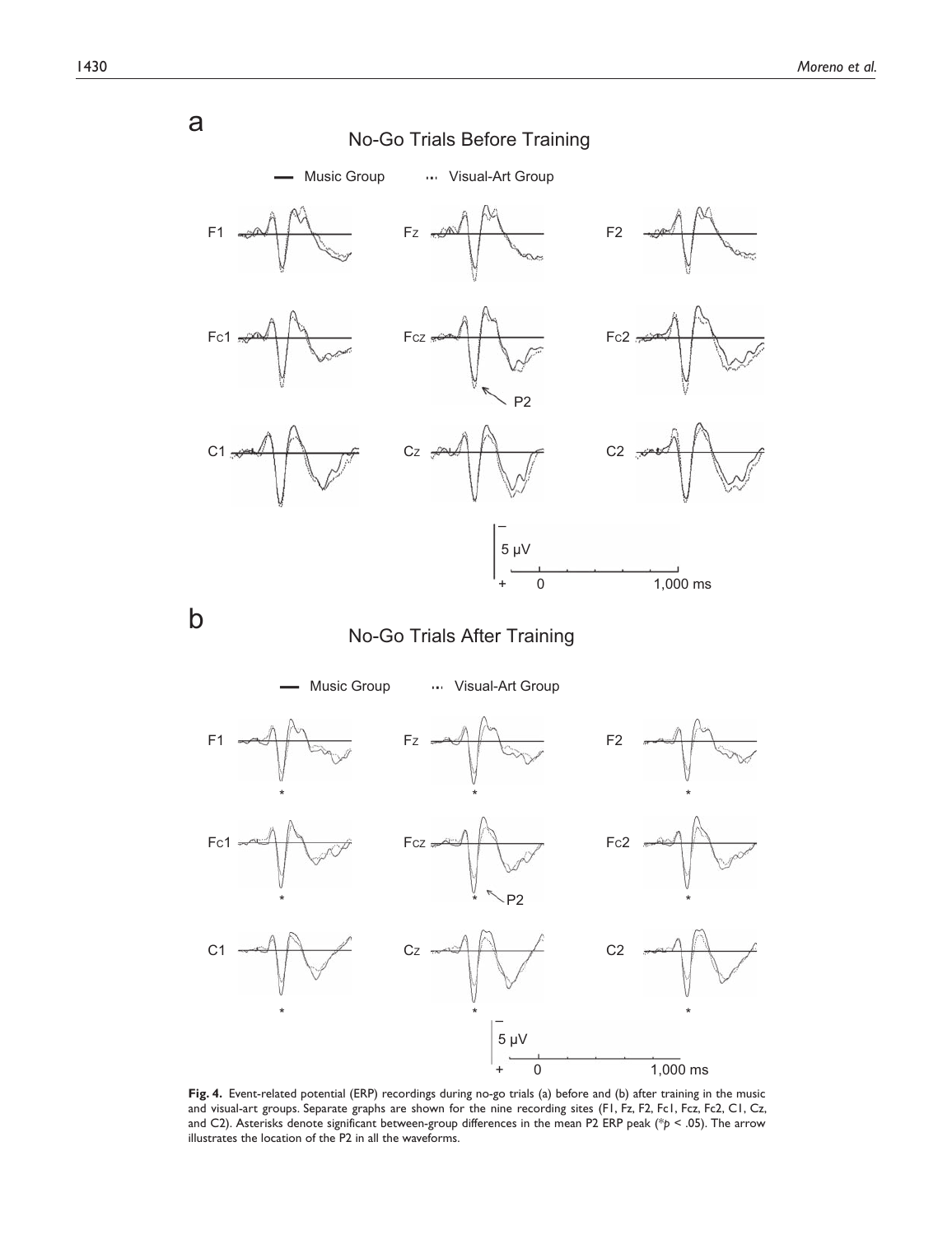**Fig. 4.** Event-related potential (ERP) recordings during no-go trials (a) before and (b) after training in the music and visual-art groups. Separate graphs are shown for the nine recording sites (F1, Fz, F2, Fc1, Fcz, Fc2, C1, Cz, and C2). Asterisks denote significant between-group differences in the mean P2 ERP peak (* $p < .05$). The arrow illustrates the location of the P2 in all the waveforms.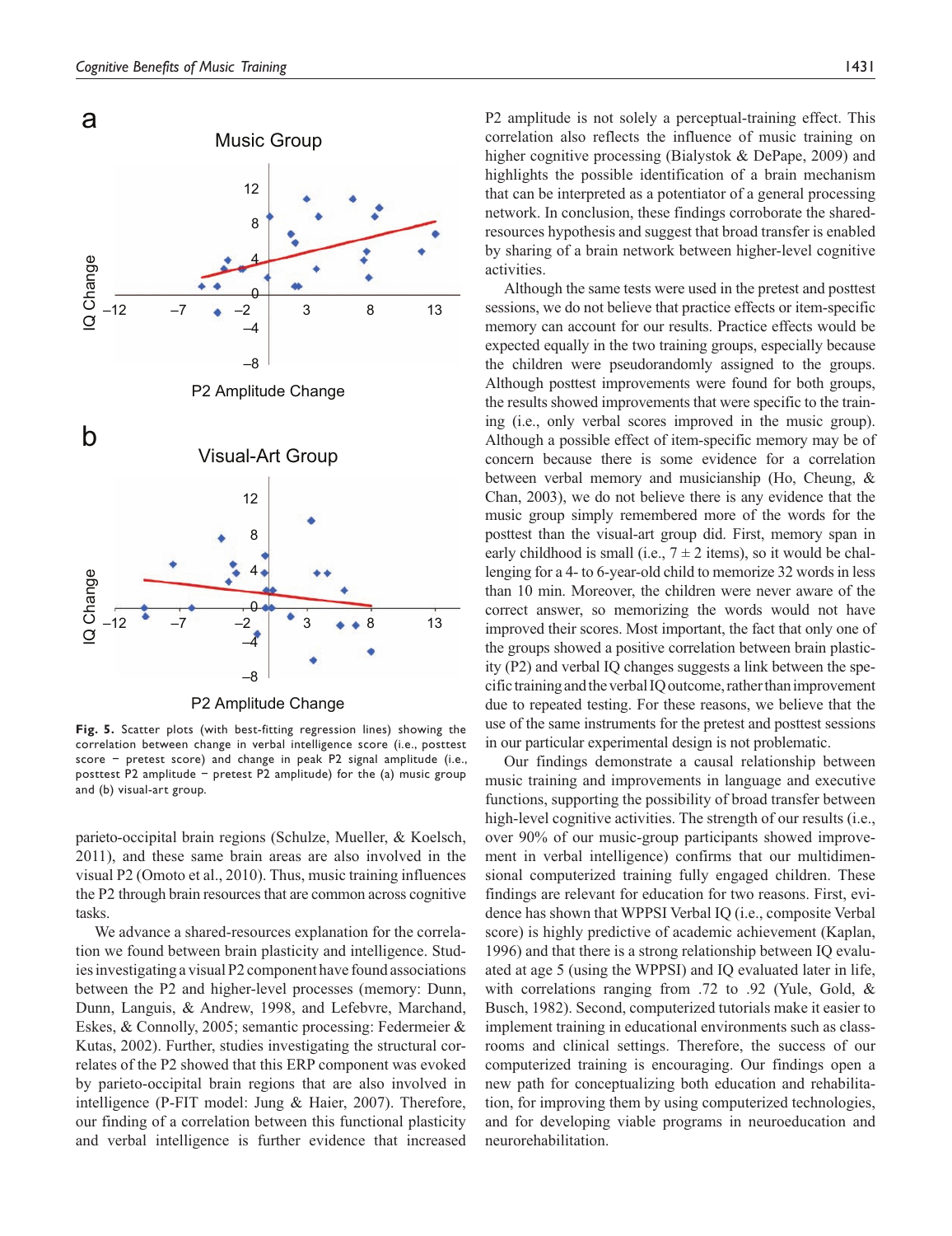Fig. 5. Scatter plots (with best-fitting regression lines) showing the correlation between change in verbal intelligence score (i.e., posttest score − pretest score) and change in peak P2 signal amplitude (i.e., posttest P2 amplitude − pretest P2 amplitude) for the (a) music group and (b) visual-art group.

parieto-occipital brain regions (Schulze, Mueller, & Koelsch, 2011), and these same brain areas are also involved in the visual P2 (Omoto et al., 2010). Thus, music training influences the P2 through brain resources that are common across cognitive tasks.

We advance a shared-resources explanation for the correlation we found between brain plasticity and intelligence. Studies investigating a visual P2 component have found associations between the P2 and higher-level processes (memory: Dunn, Dunn, Languis, & Andrew, 1998, and Lefebvre, Marchand, Eskes, & Connolly, 2005; semantic processing: Federmeier & Kutas, 2002). Further, studies investigating the structural correlates of the P2 showed that this ERP component was evoked by parieto-occipital brain regions that are also involved in intelligence (P-FIT model: Jung & Haier, 2007). Therefore, our finding of a correlation between this functional plasticity and verbal intelligence is further evidence that increased P2 amplitude is not solely a perceptual-training effect. This correlation also reflects the influence of music training on higher cognitive processing (Bialystok & DePape, 2009) and highlights the possible identification of a brain mechanism that can be interpreted as a potentiator of a general processing network. In conclusion, these findings corroborate the shared-resources hypothesis and suggest that broad transfer is enabled by sharing of a brain network between higher-level cognitive activities.

Although the same tests were used in the pretest and posttest sessions, we do not believe that practice effects or item-specific memory can account for our results. Practice effects would be expected equally in the two training groups, especially because the children were pseudorandomly assigned to the groups. Although posttest improvements were found for both groups, the results showed improvements that were specific to the training (i.e., only verbal scores improved in the music group). Although a possible effect of item-specific memory may be of concern because there is some evidence for a correlation between verbal memory and musicianship (Ho, Cheung, & Chan, 2003), we do not believe there is any evidence that the music group simply remembered more of the words for the posttest than the visual-art group did. First, memory span in early childhood is small (i.e., $7 \pm 2$ items), so it would be challenging for a 4- to 6-year-old child to memorize 32 words in less than 10 min. Moreover, the children were never aware of the correct answer, so memorizing the words would not have improved their scores. Most important, the fact that only one of the groups showed a positive correlation between brain plasticity (P2) and verbal IQ changes suggests a link between the specific training and the verbal IQ outcome, rather than improvement due to repeated testing. For these reasons, we believe that the use of the same instruments for the pretest and posttest sessions in our particular experimental design is not problematic.

Our findings demonstrate a causal relationship between music training and improvements in language and executive functions, supporting the possibility of broad transfer between high-level cognitive activities. The strength of our results (i.e., over 90% of our music-group participants showed improvement in verbal intelligence) confirms that our multidimensional computerized training fully engaged children. These findings are relevant for education for two reasons. First, evidence has shown that WPPSI Verbal IQ (i.e., composite Verbal score) is highly predictive of academic achievement (Kaplan, 1996) and that there is a strong relationship between IQ evaluated at age 5 (using the WPPSI) and IQ evaluated later in life, with correlations ranging from .72 to .92 (Yule, Gold, & Busch, 1982). Second, computerized tutorials make it easier to implement training in educational environments such as classrooms and clinical settings. Therefore, the success of our computerized training is encouraging. Our findings open a new path for conceptualizing both education and rehabilitation, for improving them by using computerized technologies, and for developing viable programs in neuroeducation and neurorehabilitation.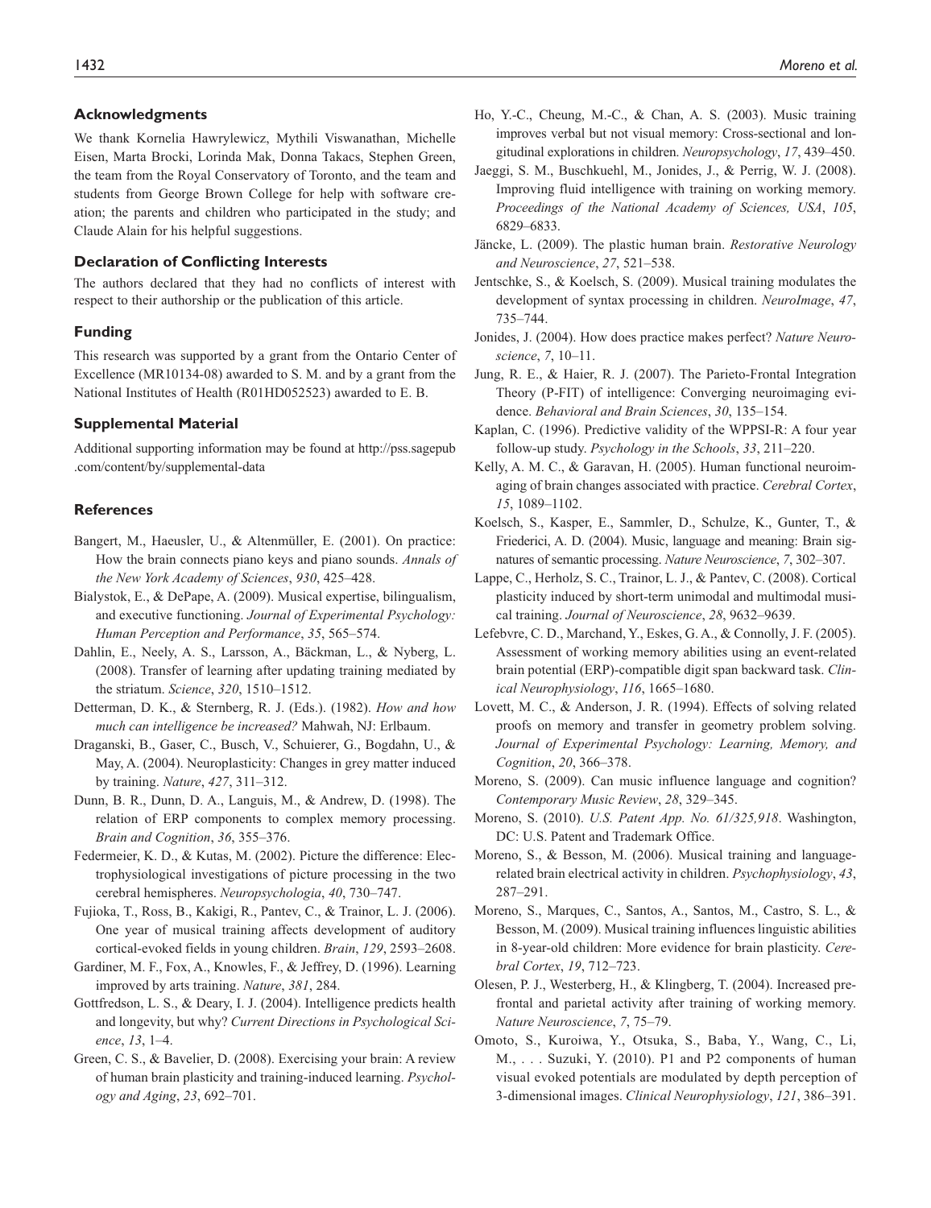## Acknowledgments

We thank Kornelia Hawrylewicz, Mythili Viswanathan, Michelle Eisen, Marta Brocki, Lorinda Mak, Donna Takacs, Stephen Green, the team from the Royal Conservatory of Toronto, and the team and students from George Brown College for help with software creation; the parents and children who participated in the study; and Claude Alain for his helpful suggestions.

## Declaration of Conflicting Interests

The authors declared that they had no conflicts of interest with respect to their authorship or the publication of this article.

## Funding

This research was supported by a grant from the Ontario Center of Excellence (MR10134-08) awarded to S. M. and by a grant from the National Institutes of Health (R01HD052523) awarded to E. B.

## Supplemental Material

Additional supporting information may be found at http://pss.sagepub.com/content/by/supplemental-data

## References

Bangert, M., Haeusler, U., & Altenmüller, E. (2001). On practice: How the brain connects piano keys and piano sounds. *Annals of the New York Academy of Sciences*, *930*, 425–428.

Bialystok, E., & DePape, A. (2009). Musical expertise, bilingualism, and executive functioning. *Journal of Experimental Psychology: Human Perception and Performance*, *35*, 565–574.

Dahlin, E., Neely, A. S., Larsson, A., Bäckman, L., & Nyberg, L. (2008). Transfer of learning after updating training mediated by the striatum. *Science*, *320*, 1510–1512.

Detterman, D. K., & Sternberg, R. J. (Eds.). (1982). *How and how much can intelligence be increased?* Mahwah, NJ: Erlbaum.

Draganski, B., Gaser, C., Busch, V., Schuierer, G., Bogdahn, U., & May, A. (2004). Neuroplasticity: Changes in grey matter induced by training. *Nature*, *427*, 311–312.

Dunn, B. R., Dunn, D. A., Languis, M., & Andrew, D. (1998). The relation of ERP components to complex memory processing. *Brain and Cognition*, *36*, 355–376.

Federmeier, K. D., & Kutas, M. (2002). Picture the difference: Electrophysiological investigations of picture processing in the two cerebral hemispheres. *Neuropsychologia*, *40*, 730–747.

Fujioka, T., Ross, B., Kakigi, R., Pantev, C., & Trainor, L. J. (2006). One year of musical training affects development of auditory cortical-evoked fields in young children. *Brain*, *129*, 2593–2608.

Gardiner, M. F., Fox, A., Knowles, F., & Jeffrey, D. (1996). Learning improved by arts training. *Nature*, *381*, 284.

Gottfredson, L. S., & Deary, I. J. (2004). Intelligence predicts health and longevity, but why? *Current Directions in Psychological Science*, *13*, 1–4.

Green, C. S., & Bavelier, D. (2008). Exercising your brain: A review of human brain plasticity and training-induced learning. *Psychology and Aging*, *23*, 692–701.

Ho, Y.-C., Cheung, M.-C., & Chan, A. S. (2003). Music training improves verbal but not visual memory: Cross-sectional and longitudinal explorations in children. *Neuropsychology*, *17*, 439–450.

Jaeggi, S. M., Buschkuehl, M., Jonides, J., & Perrig, W. J. (2008). Improving fluid intelligence with training on working memory. *Proceedings of the National Academy of Sciences, USA*, *105*, 6829–6833.

Jäncke, L. (2009). The plastic human brain. *Restorative Neurology and Neuroscience*, *27*, 521–538.

Jentschke, S., & Koelsch, S. (2009). Musical training modulates the development of syntax processing in children. *NeuroImage*, *47*, 735–744.

Jonides, J. (2004). How does practice makes perfect? *Nature Neuroscience*, *7*, 10–11.

Jung, R. E., & Haier, R. J. (2007). The Parieto-Frontal Integration Theory (P-FIT) of intelligence: Converging neuroimaging evidence. *Behavioral and Brain Sciences*, *30*, 135–154.

Kaplan, C. (1996). Predictive validity of the WPPSI-R: A four year follow-up study. *Psychology in the Schools*, *33*, 211–220.

Kelly, A. M. C., & Garavan, H. (2005). Human functional neuroimaging of brain changes associated with practice. *Cerebral Cortex*, *15*, 1089–1102.

Koelsch, S., Kasper, E., Sammler, D., Schulze, K., Gunter, T., & Friederici, A. D. (2004). Music, language and meaning: Brain signatures of semantic processing. *Nature Neuroscience*, *7*, 302–307.

Lappe, C., Herholz, S. C., Trainor, L. J., & Pantev, C. (2008). Cortical plasticity induced by short-term unimodal and multimodal musical training. *Journal of Neuroscience*, *28*, 9632–9639.

Lefebvre, C. D., Marchand, Y., Eskes, G. A., & Connolly, J. F. (2005). Assessment of working memory abilities using an event-related brain potential (ERP)-compatible digit span backward task. *Clinical Neurophysiology*, *116*, 1665–1680.

Lovett, M. C., & Anderson, J. R. (1994). Effects of solving related proofs on memory and transfer in geometry problem solving. *Journal of Experimental Psychology: Learning, Memory, and Cognition*, *20*, 366–378.

Moreno, S. (2009). Can music influence language and cognition? *Contemporary Music Review*, *28*, 329–345.

Moreno, S. (2010). *U.S. Patent App. No. 61/325,918*. Washington, DC: U.S. Patent and Trademark Office.

Moreno, S., & Besson, M. (2006). Musical training and language-related brain electrical activity in children. *Psychophysiology*, *43*, 287–291.

Moreno, S., Marques, C., Santos, A., Santos, M., Castro, S. L., & Besson, M. (2009). Musical training influences linguistic abilities in 8-year-old children: More evidence for brain plasticity. *Cerebral Cortex*, *19*, 712–723.

Olesen, P. J., Westerberg, H., & Klingberg, T. (2004). Increased prefrontal and parietal activity after training of working memory. *Nature Neuroscience*, *7*, 75–79.

Omoto, S., Kuroiwa, Y., Otsuka, S., Baba, Y., Wang, C., Li, M., . . . Suzuki, Y. (2010). P1 and P2 components of human visual evoked potentials are modulated by depth perception of 3-dimensional images. *Clinical Neurophysiology*, *121*, 386–391.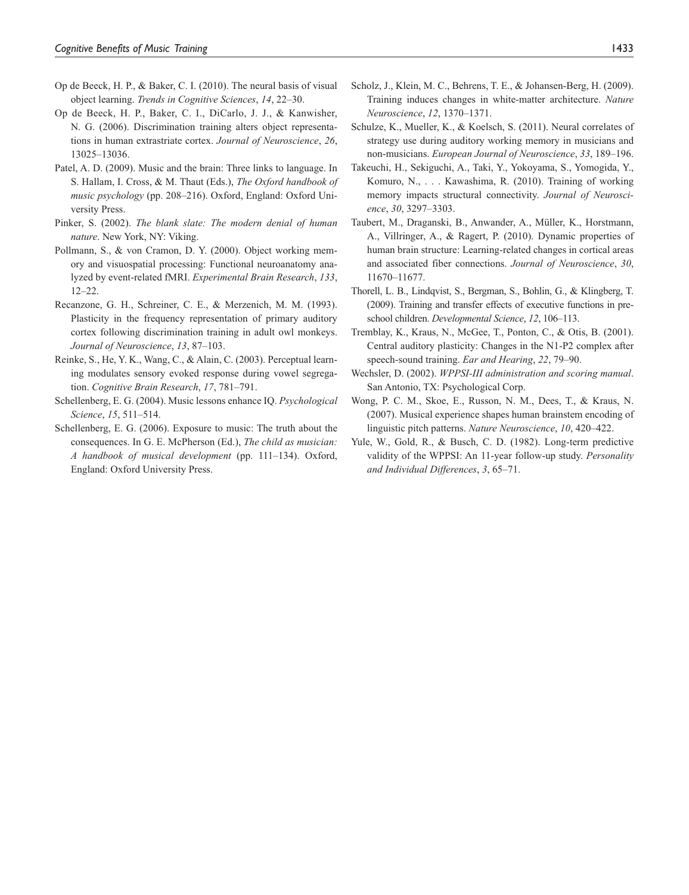Op de Beeck, H. P., & Baker, C. I. (2010). The neural basis of visual object learning. *Trends in Cognitive Sciences*, *14*, 22–30.

Op de Beeck, H. P., Baker, C. I., DiCarlo, J. J., & Kanwisher, N. G. (2006). Discrimination training alters object representations in human extrastriate cortex. *Journal of Neuroscience*, *26*, 13025–13036.

Patel, A. D. (2009). Music and the brain: Three links to language. In S. Hallam, I. Cross, & M. Thaut (Eds.), *The Oxford handbook of music psychology* (pp. 208–216). Oxford, England: Oxford University Press.

Pinker, S. (2002). *The blank slate: The modern denial of human nature*. New York, NY: Viking.

Pollmann, S., & von Cramon, D. Y. (2000). Object working memory and visuospatial processing: Functional neuroanatomy analyzed by event-related fMRI. *Experimental Brain Research*, *133*, 12–22.

Recanzone, G. H., Schreiner, C. E., & Merzenich, M. M. (1993). Plasticity in the frequency representation of primary auditory cortex following discrimination training in adult owl monkeys. *Journal of Neuroscience*, *13*, 87–103.

Reinke, S., He, Y. K., Wang, C., & Alain, C. (2003). Perceptual learning modulates sensory evoked response during vowel segregation. *Cognitive Brain Research*, *17*, 781–791.

Schellenberg, E. G. (2004). Music lessons enhance IQ. *Psychological Science*, *15*, 511–514.

Schellenberg, E. G. (2006). Exposure to music: The truth about the consequences. In G. E. McPherson (Ed.), *The child as musician: A handbook of musical development* (pp. 111–134). Oxford, England: Oxford University Press.

Scholz, J., Klein, M. C., Behrens, T. E., & Johansen-Berg, H. (2009). Training induces changes in white-matter architecture. *Nature Neuroscience*, *12*, 1370–1371.

Schulze, K., Mueller, K., & Koelsch, S. (2011). Neural correlates of strategy use during auditory working memory in musicians and non-musicians. *European Journal of Neuroscience*, *33*, 189–196.

Takeuchi, H., Sekiguchi, A., Taki, Y., Yokoyama, S., Yomogida, Y., Komuro, N., . . . Kawashima, R. (2010). Training of working memory impacts structural connectivity. *Journal of Neuroscience*, *30*, 3297–3303.

Taubert, M., Draganski, B., Anwander, A., Müller, K., Horstmann, A., Villringer, A., & Ragert, P. (2010). Dynamic properties of human brain structure: Learning-related changes in cortical areas and associated fiber connections. *Journal of Neuroscience*, *30*, 11670–11677.

Thorell, L. B., Lindqvist, S., Bergman, S., Bohlin, G., & Klingberg, T. (2009). Training and transfer effects of executive functions in preschool children. *Developmental Science*, *12*, 106–113.

Tremblay, K., Kraus, N., McGee, T., Ponton, C., & Otis, B. (2001). Central auditory plasticity: Changes in the N1-P2 complex after speech-sound training. *Ear and Hearing*, *22*, 79–90.

Wechsler, D. (2002). *WPPSI-III administration and scoring manual*. San Antonio, TX: Psychological Corp.

Wong, P. C. M., Skoe, E., Russon, N. M., Dees, T., & Kraus, N. (2007). Musical experience shapes human brainstem encoding of linguistic pitch patterns. *Nature Neuroscience*, *10*, 420–422.

Yule, W., Gold, R., & Busch, C. D. (1982). Long-term predictive validity of the WPPSI: An 11-year follow-up study. *Personality and Individual Differences*, *3*, 65–71.